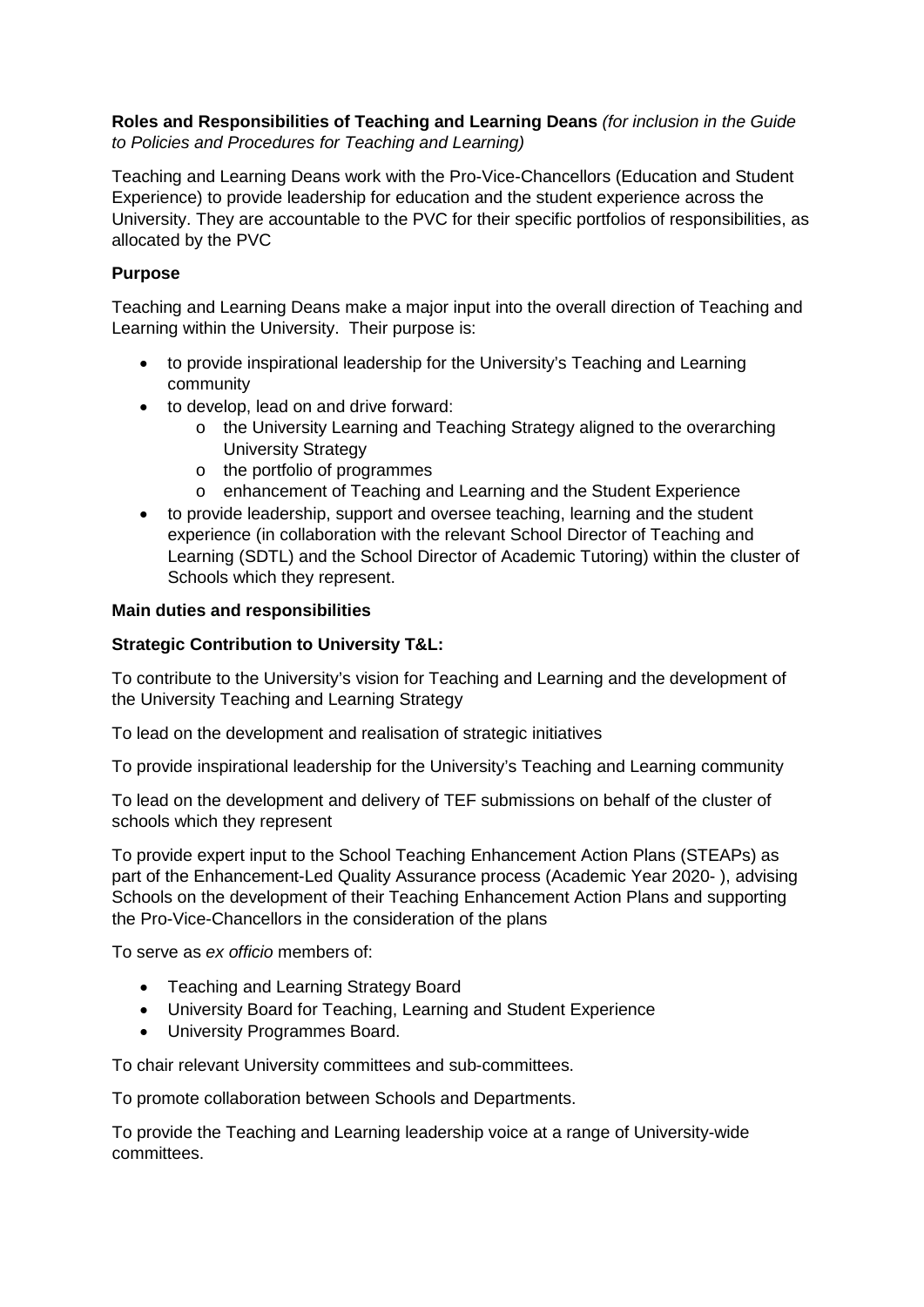**Roles and Responsibilities of Teaching and Learning Deans** *(for inclusion in the Guide to Policies and Procedures for Teaching and Learning)*

Teaching and Learning Deans work with the Pro-Vice-Chancellors (Education and Student Experience) to provide leadership for education and the student experience across the University. They are accountable to the PVC for their specific portfolios of responsibilities, as allocated by the PVC

**Purpose**

Teaching and Learning Deans make a major input into the overall direction of Teaching and Learning within the University. Their purpose is:

- to provide inspirational leadership for the University's Teaching and Learning community
- to develop, lead on and drive forward:
  - the University Learning and Teaching Strategy aligned to the overarching University Strategy
  - the portfolio of programmes
  - enhancement of Teaching and Learning and the Student Experience
- to provide leadership, support and oversee teaching, learning and the student experience (in collaboration with the relevant School Director of Teaching and Learning (SDTL) and the School Director of Academic Tutoring) within the cluster of Schools which they represent.

**Main duties and responsibilities**

**Strategic Contribution to University T&L:**

To contribute to the University's vision for Teaching and Learning and the development of the University Teaching and Learning Strategy

To lead on the development and realisation of strategic initiatives

To provide inspirational leadership for the University's Teaching and Learning community

To lead on the development and delivery of TEF submissions on behalf of the cluster of schools which they represent

To provide expert input to the School Teaching Enhancement Action Plans (STEAPs) as part of the Enhancement-Led Quality Assurance process (Academic Year 2020- ), advising Schools on the development of their Teaching Enhancement Action Plans and supporting the Pro-Vice-Chancellors in the consideration of the plans

To serve as *ex officio* members of:

- Teaching and Learning Strategy Board
- University Board for Teaching, Learning and Student Experience
- University Programmes Board.

To chair relevant University committees and sub-committees.

To promote collaboration between Schools and Departments.

To provide the Teaching and Learning leadership voice at a range of University-wide committees.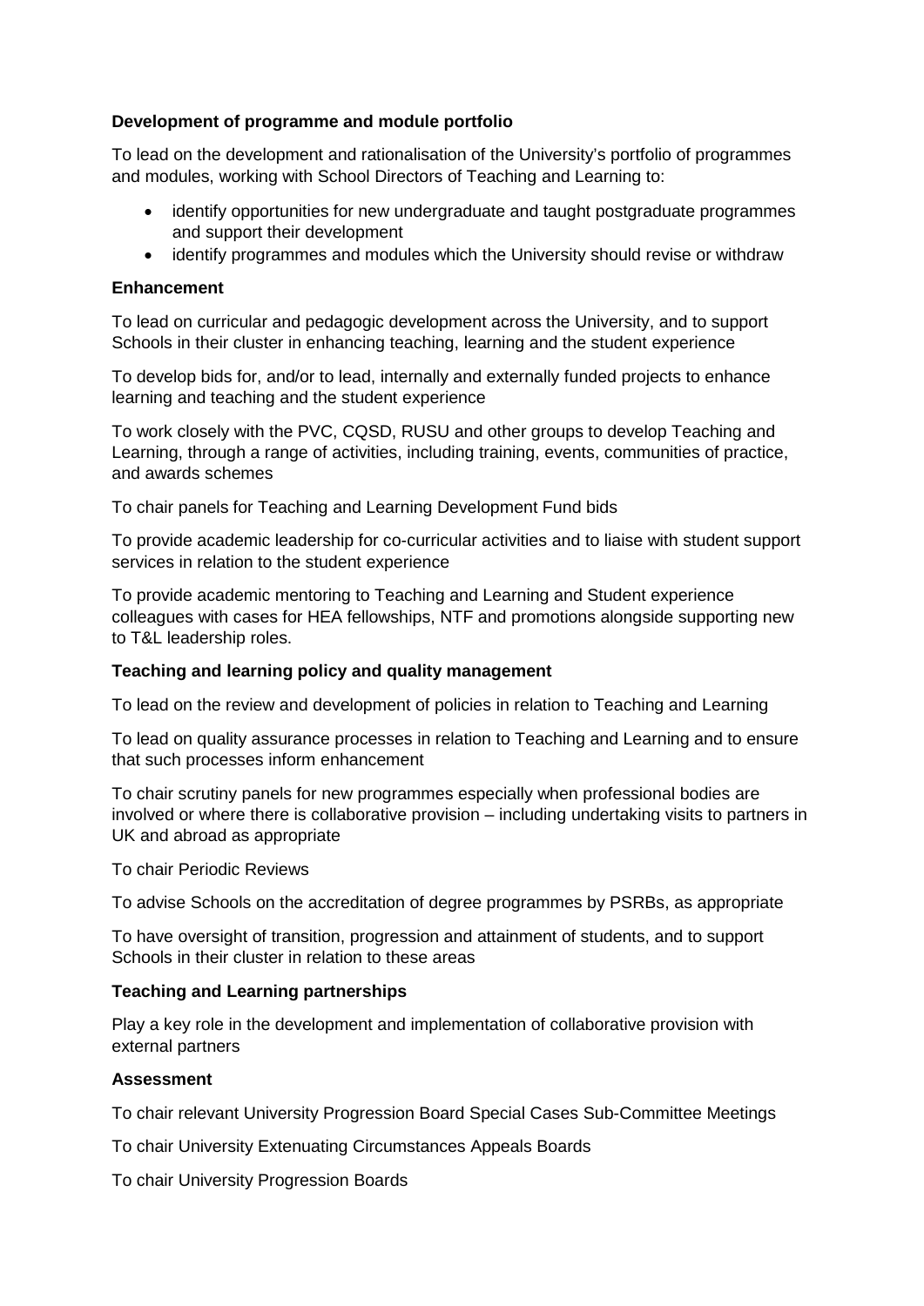**Development of programme and module portfolio**

To lead on the development and rationalisation of the University's portfolio of programmes and modules, working with School Directors of Teaching and Learning to:

- identify opportunities for new undergraduate and taught postgraduate programmes and support their development
- identify programmes and modules which the University should revise or withdraw

**Enhancement**

To lead on curricular and pedagogic development across the University, and to support Schools in their cluster in enhancing teaching, learning and the student experience

To develop bids for, and/or to lead, internally and externally funded projects to enhance learning and teaching and the student experience

To work closely with the PVC, CQSD, RUSU and other groups to develop Teaching and Learning, through a range of activities, including training, events, communities of practice, and awards schemes

To chair panels for Teaching and Learning Development Fund bids

To provide academic leadership for co-curricular activities and to liaise with student support services in relation to the student experience

To provide academic mentoring to Teaching and Learning and Student experience colleagues with cases for HEA fellowships, NTF and promotions alongside supporting new to T&L leadership roles.

**Teaching and learning policy and quality management**

To lead on the review and development of policies in relation to Teaching and Learning

To lead on quality assurance processes in relation to Teaching and Learning and to ensure that such processes inform enhancement

To chair scrutiny panels for new programmes especially when professional bodies are involved or where there is collaborative provision – including undertaking visits to partners in UK and abroad as appropriate

To chair Periodic Reviews

To advise Schools on the accreditation of degree programmes by PSRBs, as appropriate

To have oversight of transition, progression and attainment of students, and to support Schools in their cluster in relation to these areas

**Teaching and Learning partnerships**

Play a key role in the development and implementation of collaborative provision with external partners

**Assessment**

To chair relevant University Progression Board Special Cases Sub-Committee Meetings

To chair University Extenuating Circumstances Appeals Boards

To chair University Progression Boards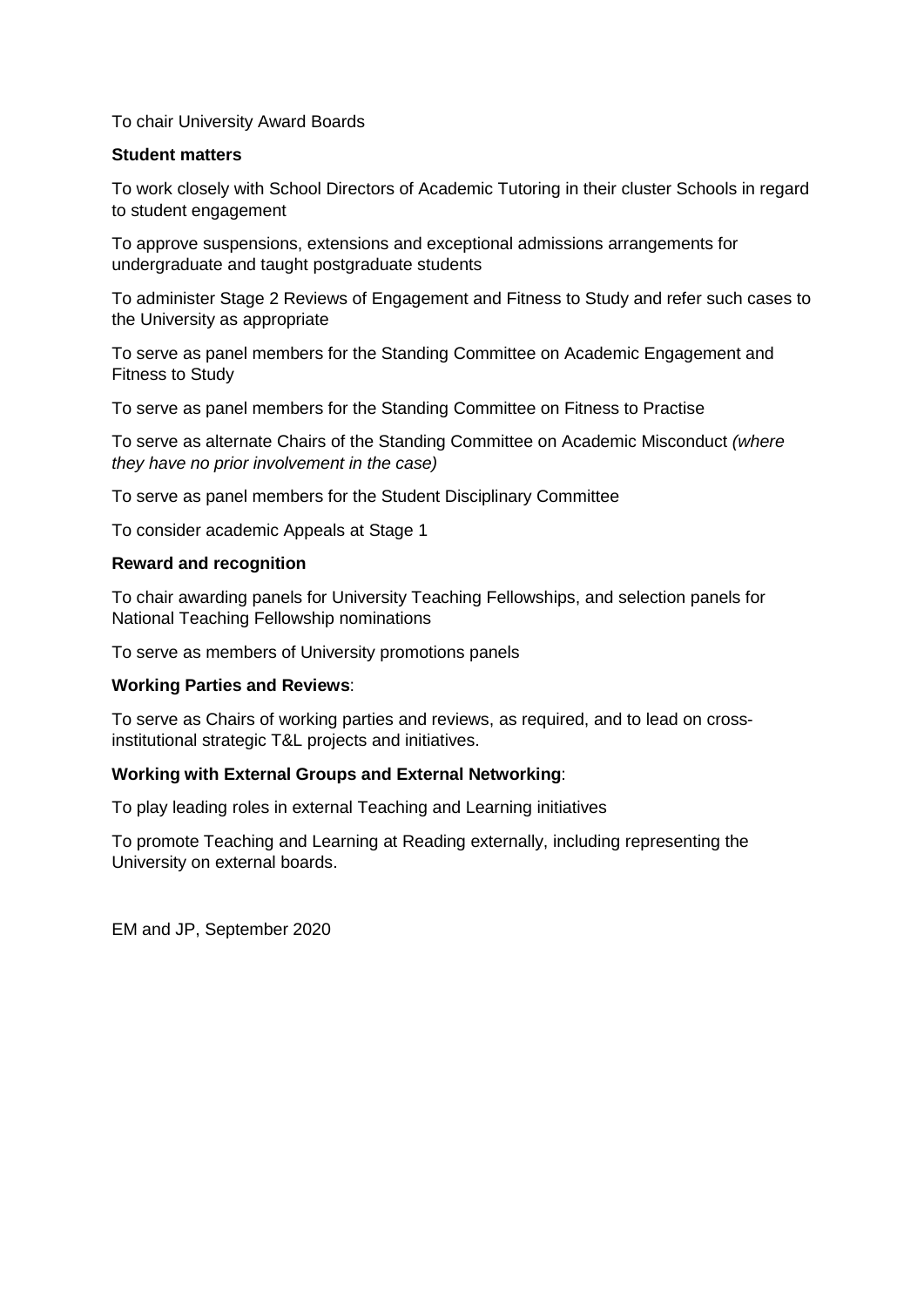To chair University Award Boards

**Student matters**

To work closely with School Directors of Academic Tutoring in their cluster Schools in regard to student engagement

To approve suspensions, extensions and exceptional admissions arrangements for undergraduate and taught postgraduate students

To administer Stage 2 Reviews of Engagement and Fitness to Study and refer such cases to the University as appropriate

To serve as panel members for the Standing Committee on Academic Engagement and Fitness to Study

To serve as panel members for the Standing Committee on Fitness to Practise

To serve as alternate Chairs of the Standing Committee on Academic Misconduct *(where they have no prior involvement in the case)*

To serve as panel members for the Student Disciplinary Committee

To consider academic Appeals at Stage 1

**Reward and recognition**

To chair awarding panels for University Teaching Fellowships, and selection panels for National Teaching Fellowship nominations

To serve as members of University promotions panels

**Working Parties and Reviews**:

To serve as Chairs of working parties and reviews, as required, and to lead on cross-institutional strategic T&L projects and initiatives.

**Working with External Groups and External Networking**:

To play leading roles in external Teaching and Learning initiatives

To promote Teaching and Learning at Reading externally, including representing the University on external boards.

EM and JP, September 2020